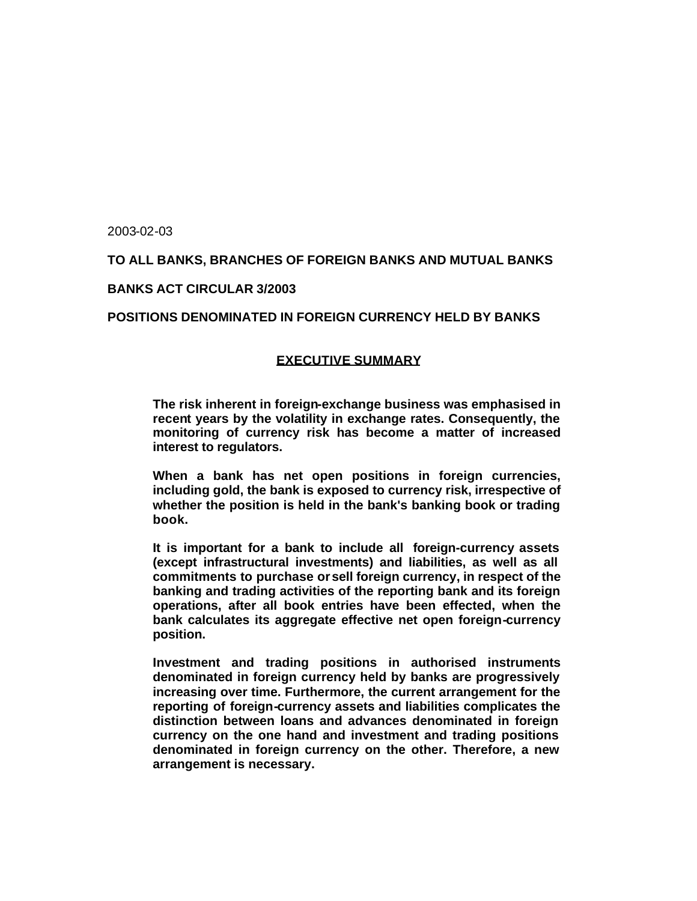2003-02-03

**TO ALL BANKS, BRANCHES OF FOREIGN BANKS AND MUTUAL BANKS**

**BANKS ACT CIRCULAR 3/2003**

**POSITIONS DENOMINATED IN FOREIGN CURRENCY HELD BY BANKS**

## EXECUTIVE SUMMARY

**The risk inherent in foreign-exchange business was emphasised in recent years by the volatility in exchange rates. Consequently, the monitoring of currency risk has become a matter of increased interest to regulators.**

**When a bank has net open positions in foreign currencies, including gold, the bank is exposed to currency risk, irrespective of whether the position is held in the bank's banking book or trading book.**

**It is important for a bank to include all foreign-currency assets (except infrastructural investments) and liabilities, as well as all commitments to purchase or sell foreign currency, in respect of the banking and trading activities of the reporting bank and its foreign operations, after all book entries have been effected, when the bank calculates its aggregate effective net open foreign-currency position.**

**Investment and trading positions in authorised instruments denominated in foreign currency held by banks are progressively increasing over time. Furthermore, the current arrangement for the reporting of foreign-currency assets and liabilities complicates the distinction between loans and advances denominated in foreign currency on the one hand and investment and trading positions denominated in foreign currency on the other. Therefore, a new arrangement is necessary.**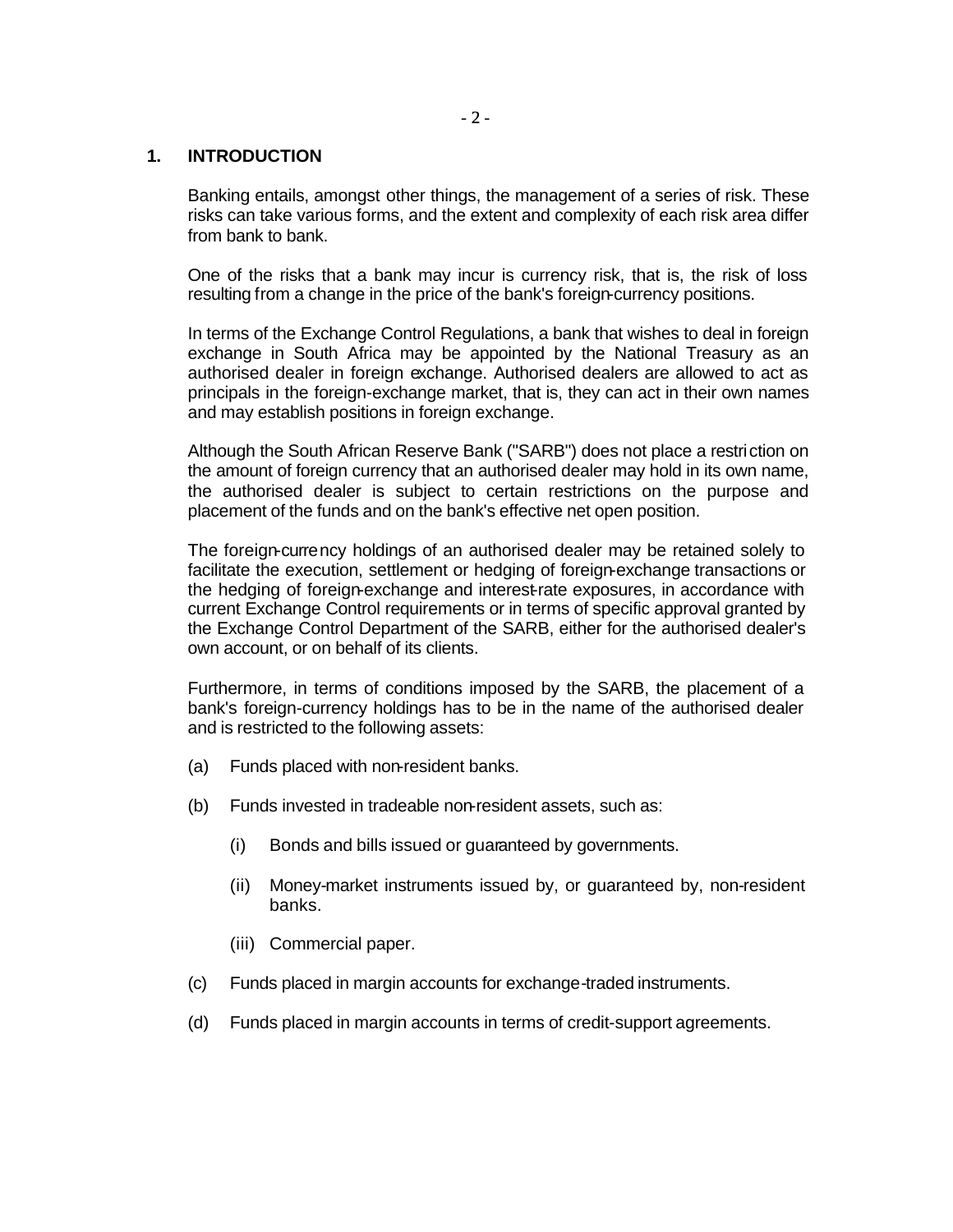# 1. INTRODUCTION

Banking entails, amongst other things, the management of a series of risk. These risks can take various forms, and the extent and complexity of each risk area differ from bank to bank.

One of the risks that a bank may incur is currency risk, that is, the risk of loss resulting from a change in the price of the bank's foreign-currency positions.

In terms of the Exchange Control Regulations, a bank that wishes to deal in foreign exchange in South Africa may be appointed by the National Treasury as an authorised dealer in foreign exchange. Authorised dealers are allowed to act as principals in the foreign-exchange market, that is, they can act in their own names and may establish positions in foreign exchange.

Although the South African Reserve Bank ("SARB") does not place a restriction on the amount of foreign currency that an authorised dealer may hold in its own name, the authorised dealer is subject to certain restrictions on the purpose and placement of the funds and on the bank's effective net open position.

The foreign-currency holdings of an authorised dealer may be retained solely to facilitate the execution, settlement or hedging of foreign-exchange transactions or the hedging of foreign-exchange and interest-rate exposures, in accordance with current Exchange Control requirements or in terms of specific approval granted by the Exchange Control Department of the SARB, either for the authorised dealer's own account, or on behalf of its clients.

Furthermore, in terms of conditions imposed by the SARB, the placement of a bank's foreign-currency holdings has to be in the name of the authorised dealer and is restricted to the following assets:

(a) Funds placed with non-resident banks.

(b) Funds invested in tradeable non-resident assets, such as:

   (i) Bonds and bills issued or guaranteed by governments.

   (ii) Money-market instruments issued by, or guaranteed by, non-resident banks.

   (iii) Commercial paper.

(c) Funds placed in margin accounts for exchange-traded instruments.

(d) Funds placed in margin accounts in terms of credit-support agreements.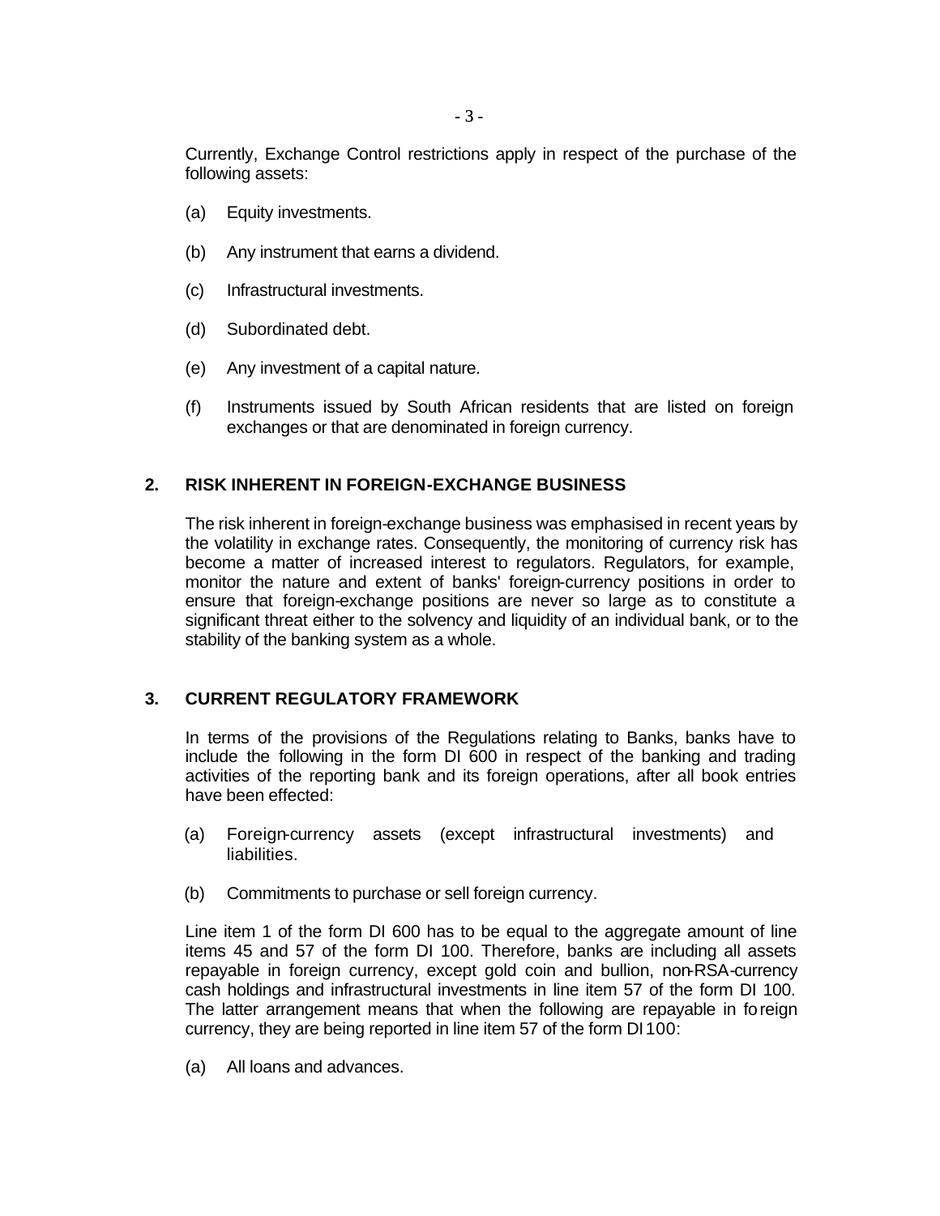Currently, Exchange Control restrictions apply in respect of the purchase of the following assets:

(a) Equity investments.

(b) Any instrument that earns a dividend.

(c) Infrastructural investments.

(d) Subordinated debt.

(e) Any investment of a capital nature.

(f) Instruments issued by South African residents that are listed on foreign exchanges or that are denominated in foreign currency.

## 2. RISK INHERENT IN FOREIGN-EXCHANGE BUSINESS

The risk inherent in foreign-exchange business was emphasised in recent years by the volatility in exchange rates. Consequently, the monitoring of currency risk has become a matter of increased interest to regulators. Regulators, for example, monitor the nature and extent of banks' foreign-currency positions in order to ensure that foreign-exchange positions are never so large as to constitute a significant threat either to the solvency and liquidity of an individual bank, or to the stability of the banking system as a whole.

## 3. CURRENT REGULATORY FRAMEWORK

In terms of the provisions of the Regulations relating to Banks, banks have to include the following in the form DI 600 in respect of the banking and trading activities of the reporting bank and its foreign operations, after all book entries have been effected:

(a) Foreign-currency assets (except infrastructural investments) and liabilities.

(b) Commitments to purchase or sell foreign currency.

Line item 1 of the form DI 600 has to be equal to the aggregate amount of line items 45 and 57 of the form DI 100. Therefore, banks are including all assets repayable in foreign currency, except gold coin and bullion, non-RSA-currency cash holdings and infrastructural investments in line item 57 of the form DI 100. The latter arrangement means that when the following are repayable in foreign currency, they are being reported in line item 57 of the form DI 100:

(a) All loans and advances.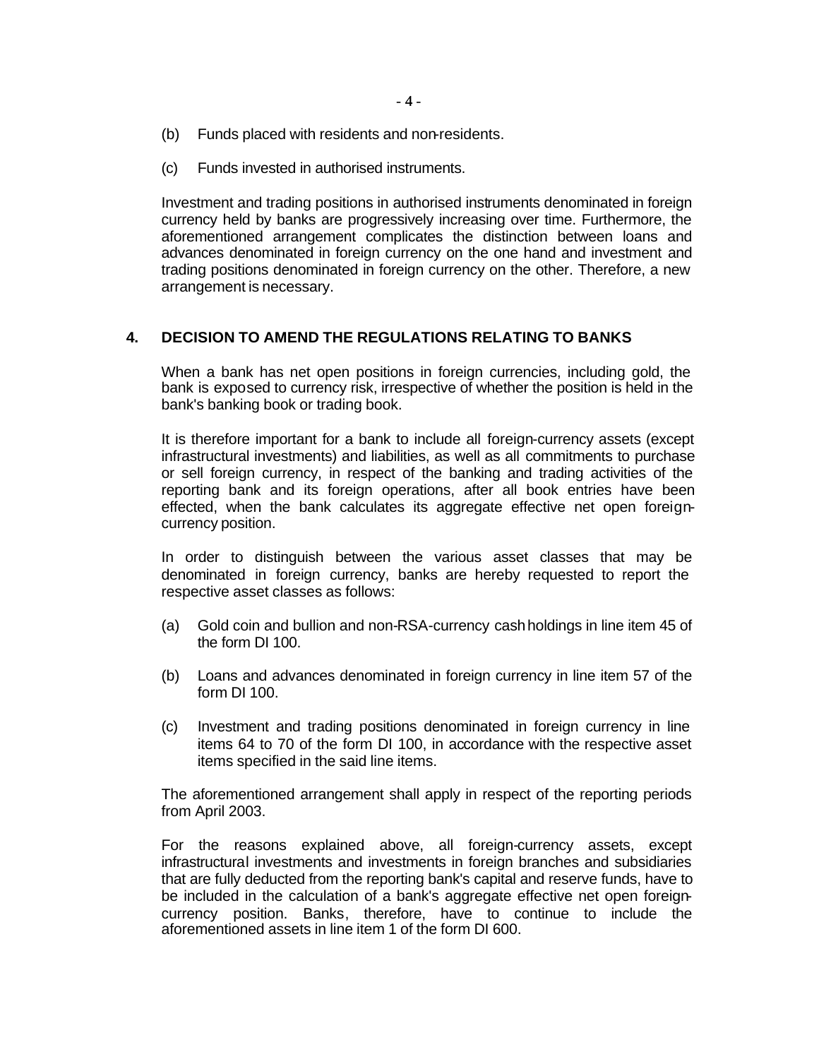(b) Funds placed with residents and non-residents.

(c) Funds invested in authorised instruments.

Investment and trading positions in authorised instruments denominated in foreign currency held by banks are progressively increasing over time. Furthermore, the aforementioned arrangement complicates the distinction between loans and advances denominated in foreign currency on the one hand and investment and trading positions denominated in foreign currency on the other. Therefore, a new arrangement is necessary.

## 4. DECISION TO AMEND THE REGULATIONS RELATING TO BANKS

When a bank has net open positions in foreign currencies, including gold, the bank is exposed to currency risk, irrespective of whether the position is held in the bank's banking book or trading book.

It is therefore important for a bank to include all foreign-currency assets (except infrastructural investments) and liabilities, as well as all commitments to purchase or sell foreign currency, in respect of the banking and trading activities of the reporting bank and its foreign operations, after all book entries have been effected, when the bank calculates its aggregate effective net open foreign-currency position.

In order to distinguish between the various asset classes that may be denominated in foreign currency, banks are hereby requested to report the respective asset classes as follows:

(a) Gold coin and bullion and non-RSA-currency cash holdings in line item 45 of the form DI 100.

(b) Loans and advances denominated in foreign currency in line item 57 of the form DI 100.

(c) Investment and trading positions denominated in foreign currency in line items 64 to 70 of the form DI 100, in accordance with the respective asset items specified in the said line items.

The aforementioned arrangement shall apply in respect of the reporting periods from April 2003.

For the reasons explained above, all foreign-currency assets, except infrastructural investments and investments in foreign branches and subsidiaries that are fully deducted from the reporting bank's capital and reserve funds, have to be included in the calculation of a bank's aggregate effective net open foreign-currency position. Banks, therefore, have to continue to include the aforementioned assets in line item 1 of the form DI 600.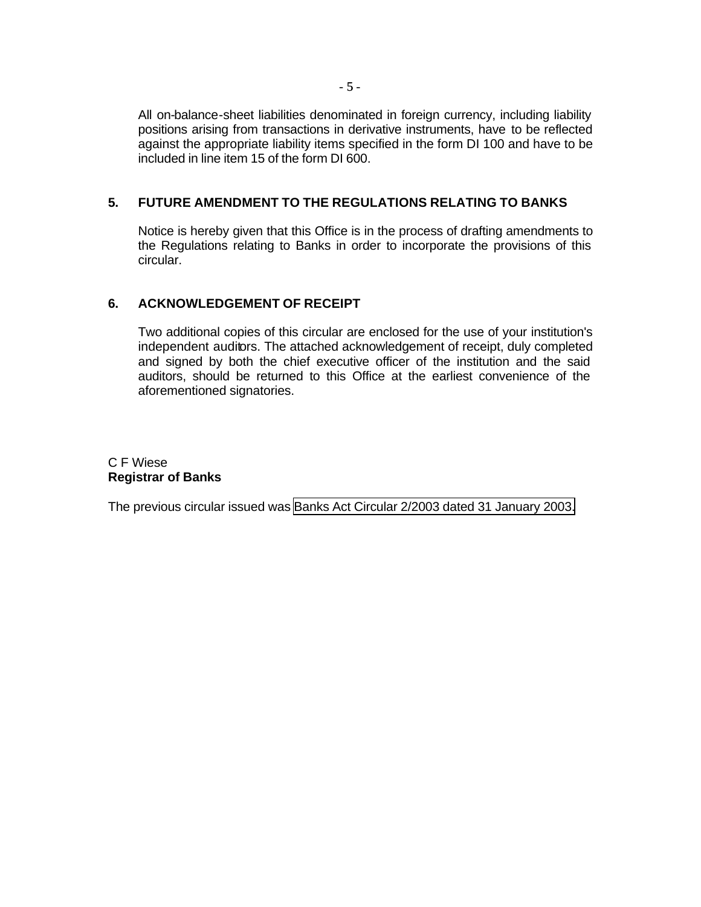All on-balance-sheet liabilities denominated in foreign currency, including liability positions arising from transactions in derivative instruments, have to be reflected against the appropriate liability items specified in the form DI 100 and have to be included in line item 15 of the form DI 600.

## 5. FUTURE AMENDMENT TO THE REGULATIONS RELATING TO BANKS

Notice is hereby given that this Office is in the process of drafting amendments to the Regulations relating to Banks in order to incorporate the provisions of this circular.

## 6. ACKNOWLEDGEMENT OF RECEIPT

Two additional copies of this circular are enclosed for the use of your institution's independent auditors. The attached acknowledgement of receipt, duly completed and signed by both the chief executive officer of the institution and the said auditors, should be returned to this Office at the earliest convenience of the aforementioned signatories.

C F Wiese
**Registrar of Banks**

The previous circular issued was Banks Act Circular 2/2003 dated 31 January 2003.